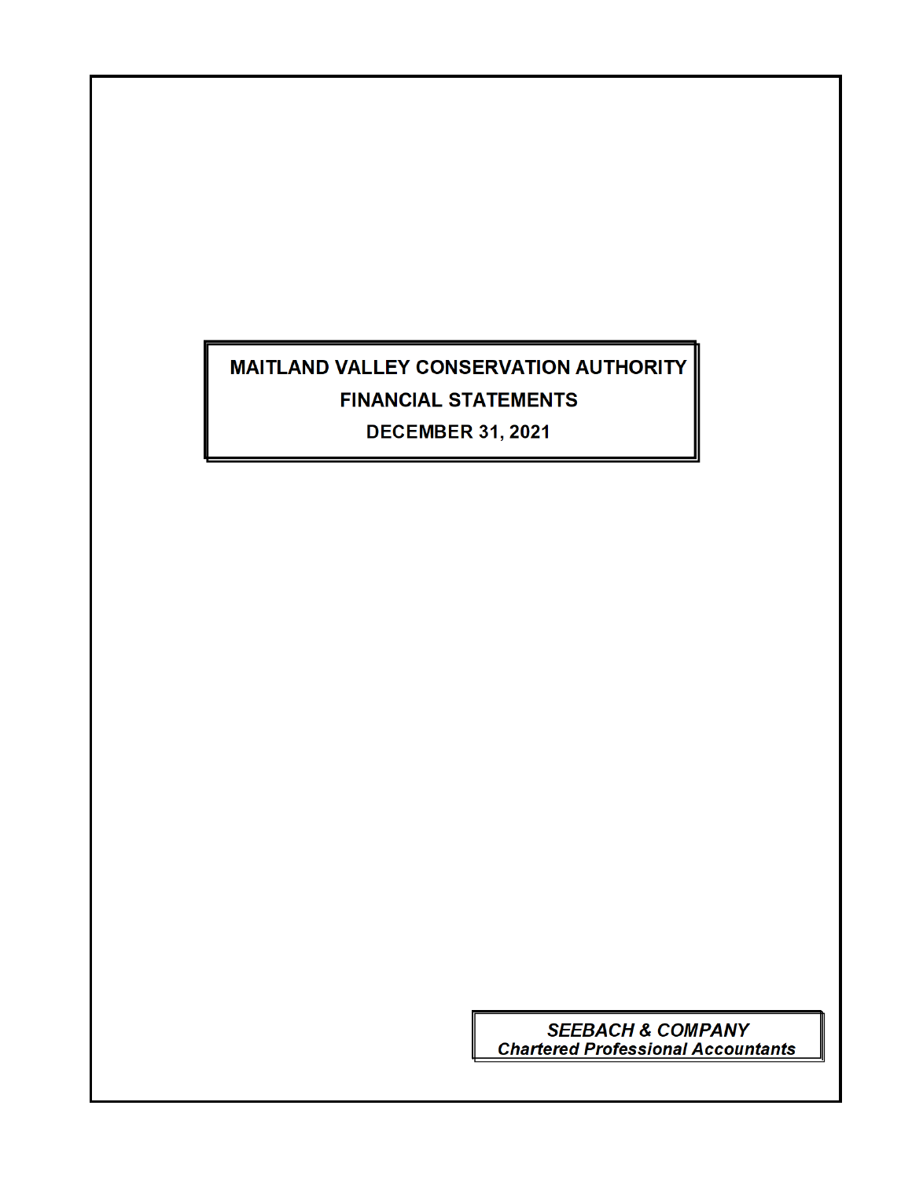# MAITLAND VALLEY CONSERVATION AUTHORITY

## FINANCIAL STATEMENTS

## DECEMBER 31, 2021

***SEEBACH & COMPANY***
***Chartered Professional Accountants***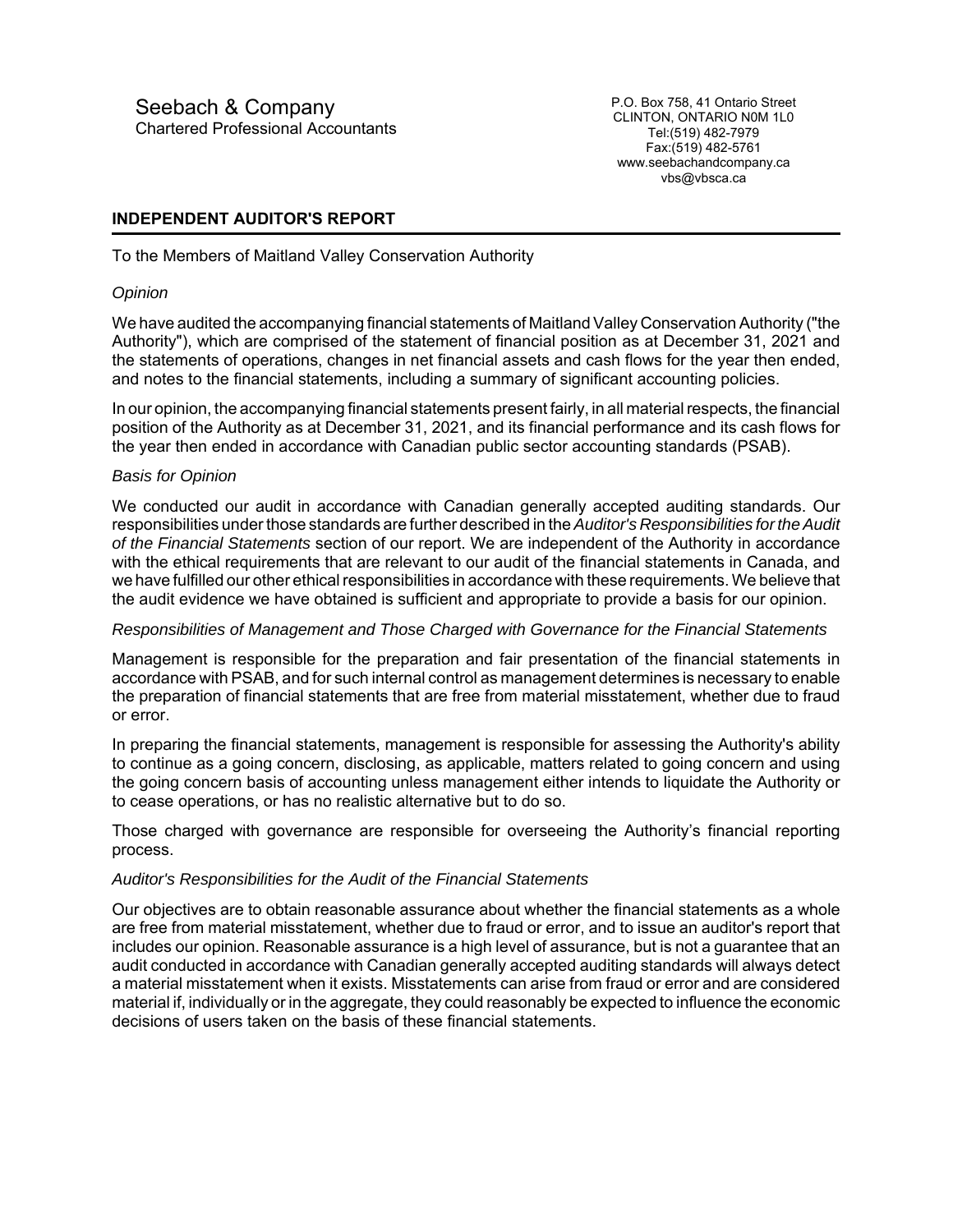Seebach & Company
Chartered Professional Accountants

P.O. Box 758, 41 Ontario Street
CLINTON, ONTARIO N0M 1L0
Tel:(519) 482-7979
Fax:(519) 482-5761
www.seebachandcompany.ca
vbs@vbsca.ca

## INDEPENDENT AUDITOR'S REPORT

To the Members of Maitland Valley Conservation Authority

*Opinion*

We have audited the accompanying financial statements of Maitland Valley Conservation Authority ("the Authority"), which are comprised of the statement of financial position as at December 31, 2021 and the statements of operations, changes in net financial assets and cash flows for the year then ended, and notes to the financial statements, including a summary of significant accounting policies.

In our opinion, the accompanying financial statements present fairly, in all material respects, the financial position of the Authority as at December 31, 2021, and its financial performance and its cash flows for the year then ended in accordance with Canadian public sector accounting standards (PSAB).

*Basis for Opinion*

We conducted our audit in accordance with Canadian generally accepted auditing standards. Our responsibilities under those standards are further described in the *Auditor's Responsibilities for the Audit of the Financial Statements* section of our report. We are independent of the Authority in accordance with the ethical requirements that are relevant to our audit of the financial statements in Canada, and we have fulfilled our other ethical responsibilities in accordance with these requirements. We believe that the audit evidence we have obtained is sufficient and appropriate to provide a basis for our opinion.

*Responsibilities of Management and Those Charged with Governance for the Financial Statements*

Management is responsible for the preparation and fair presentation of the financial statements in accordance with PSAB, and for such internal control as management determines is necessary to enable the preparation of financial statements that are free from material misstatement, whether due to fraud or error.

In preparing the financial statements, management is responsible for assessing the Authority's ability to continue as a going concern, disclosing, as applicable, matters related to going concern and using the going concern basis of accounting unless management either intends to liquidate the Authority or to cease operations, or has no realistic alternative but to do so.

Those charged with governance are responsible for overseeing the Authority's financial reporting process.

*Auditor's Responsibilities for the Audit of the Financial Statements*

Our objectives are to obtain reasonable assurance about whether the financial statements as a whole are free from material misstatement, whether due to fraud or error, and to issue an auditor's report that includes our opinion. Reasonable assurance is a high level of assurance, but is not a guarantee that an audit conducted in accordance with Canadian generally accepted auditing standards will always detect a material misstatement when it exists. Misstatements can arise from fraud or error and are considered material if, individually or in the aggregate, they could reasonably be expected to influence the economic decisions of users taken on the basis of these financial statements.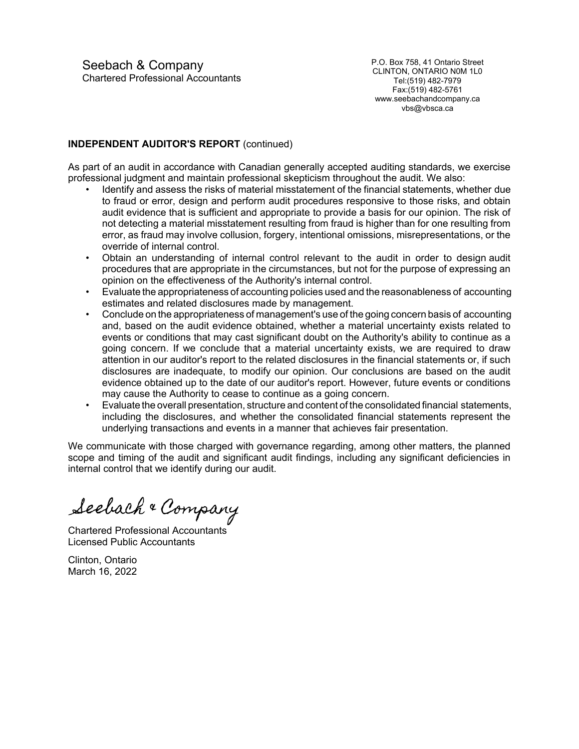Seebach & Company
Chartered Professional Accountants

P.O. Box 758, 41 Ontario Street
CLINTON, ONTARIO N0M 1L0
Tel:(519) 482-7979
Fax:(519) 482-5761
www.seebachandcompany.ca
vbs@vbsca.ca

**INDEPENDENT AUDITOR'S REPORT** (continued)

As part of an audit in accordance with Canadian generally accepted auditing standards, we exercise professional judgment and maintain professional skepticism throughout the audit. We also:

- Identify and assess the risks of material misstatement of the financial statements, whether due to fraud or error, design and perform audit procedures responsive to those risks, and obtain audit evidence that is sufficient and appropriate to provide a basis for our opinion. The risk of not detecting a material misstatement resulting from fraud is higher than for one resulting from error, as fraud may involve collusion, forgery, intentional omissions, misrepresentations, or the override of internal control.
- Obtain an understanding of internal control relevant to the audit in order to design audit procedures that are appropriate in the circumstances, but not for the purpose of expressing an opinion on the effectiveness of the Authority's internal control.
- Evaluate the appropriateness of accounting policies used and the reasonableness of accounting estimates and related disclosures made by management.
- Conclude on the appropriateness of management's use of the going concern basis of accounting and, based on the audit evidence obtained, whether a material uncertainty exists related to events or conditions that may cast significant doubt on the Authority's ability to continue as a going concern. If we conclude that a material uncertainty exists, we are required to draw attention in our auditor's report to the related disclosures in the financial statements or, if such disclosures are inadequate, to modify our opinion. Our conclusions are based on the audit evidence obtained up to the date of our auditor's report. However, future events or conditions may cause the Authority to cease to continue as a going concern.
- Evaluate the overall presentation, structure and content of the consolidated financial statements, including the disclosures, and whether the consolidated financial statements represent the underlying transactions and events in a manner that achieves fair presentation.

We communicate with those charged with governance regarding, among other matters, the planned scope and timing of the audit and significant audit findings, including any significant deficiencies in internal control that we identify during our audit.

Seebach & Company

Chartered Professional Accountants
Licensed Public Accountants

Clinton, Ontario
March 16, 2022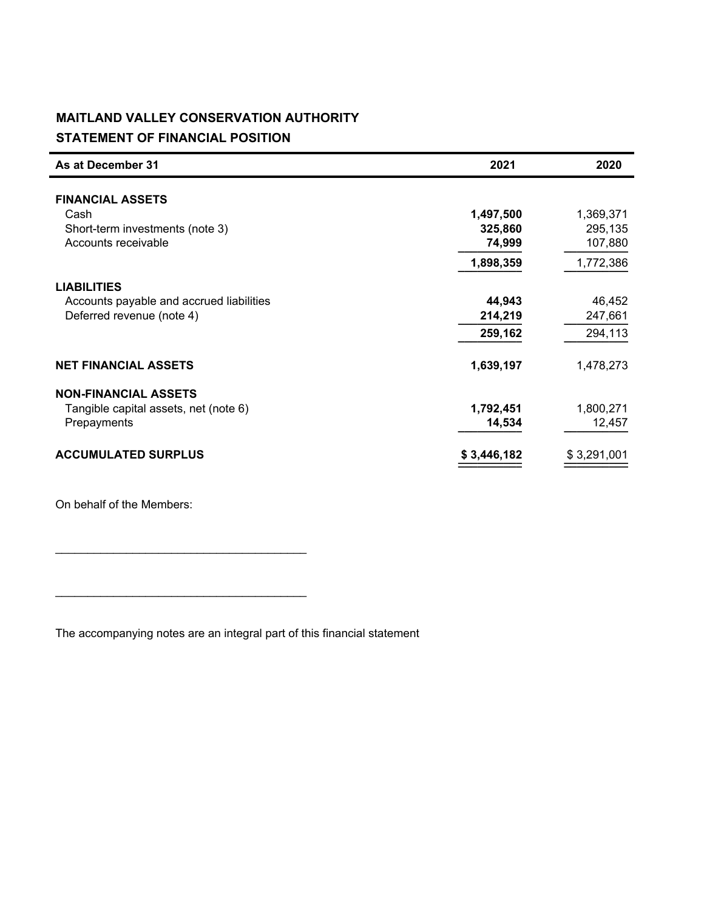**MAITLAND VALLEY CONSERVATION AUTHORITY**

**STATEMENT OF FINANCIAL POSITION**

| As at December 31 | 2021 | 2020 |
|---|---|---|
| **FINANCIAL ASSETS** | | |
| Cash | **1,497,500** | 1,369,371 |
| Short-term investments (note 3) | **325,860** | 295,135 |
| Accounts receivable | **74,999** | 107,880 |
| | **1,898,359** | 1,772,386 |
| **LIABILITIES** | | |
| Accounts payable and accrued liabilities | **44,943** | 46,452 |
| Deferred revenue (note 4) | **214,219** | 247,661 |
| | **259,162** | 294,113 |
| **NET FINANCIAL ASSETS** | **1,639,197** | 1,478,273 |
| **NON-FINANCIAL ASSETS** | | |
| Tangible capital assets, net (note 6) | **1,792,451** | 1,800,271 |
| Prepayments | **14,534** | 12,457 |
| **ACCUMULATED SURPLUS** | **$ 3,446,182** | $ 3,291,001 |

On behalf of the Members:

\_\_\_\_\_\_\_\_\_\_\_\_\_\_\_\_\_\_\_\_\_\_\_\_\_\_\_\_\_\_\_\_\_\_\_\_\_\_

\_\_\_\_\_\_\_\_\_\_\_\_\_\_\_\_\_\_\_\_\_\_\_\_\_\_\_\_\_\_\_\_\_\_\_\_\_\_

The accompanying notes are an integral part of this financial statement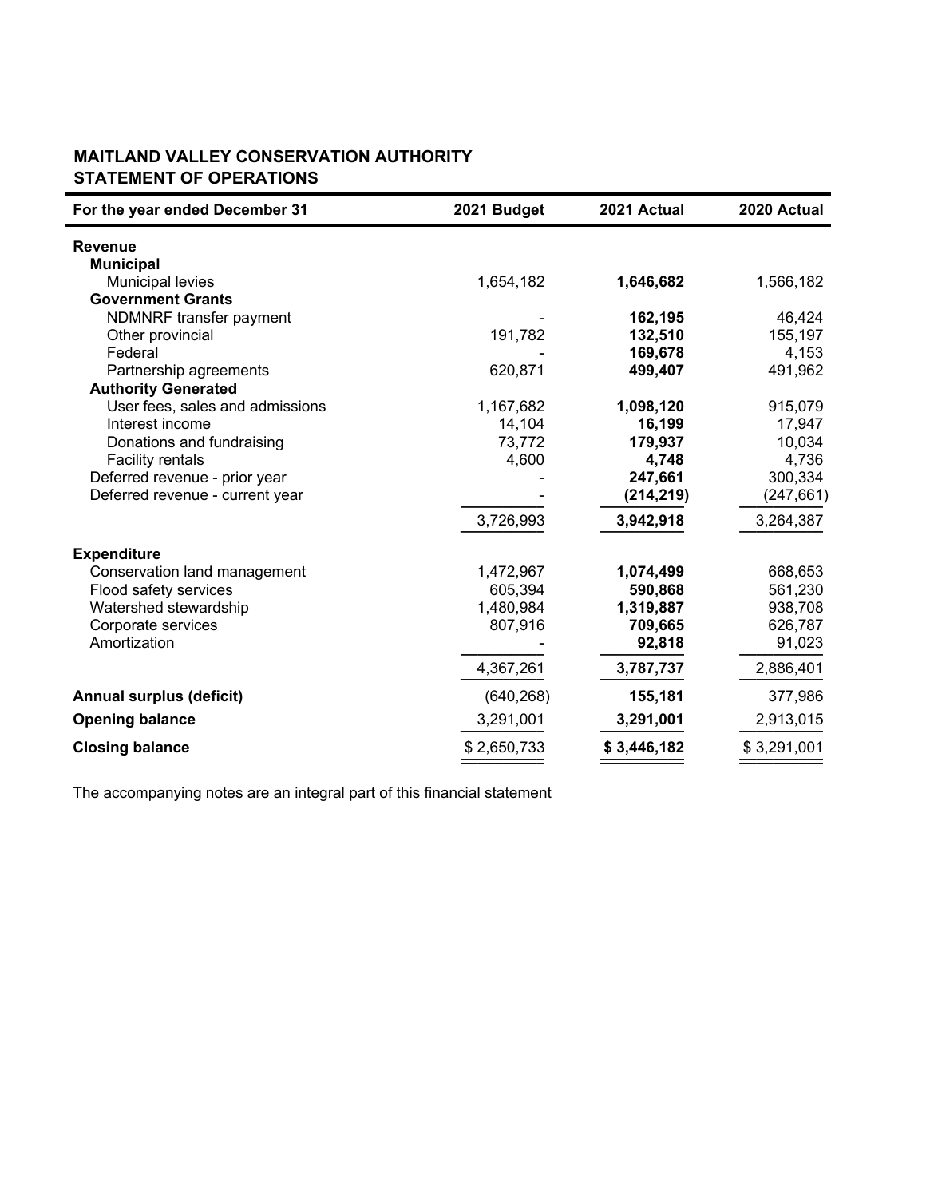## MAITLAND VALLEY CONSERVATION AUTHORITY
## STATEMENT OF OPERATIONS

| For the year ended December 31 | 2021 Budget | 2021 Actual | 2020 Actual |
|---|---|---|---|
| **Revenue** | | | |
| **Municipal** | | | |
| Municipal levies | 1,654,182 | **1,646,682** | 1,566,182 |
| **Government Grants** | | | |
| NDMNRF transfer payment | - | **162,195** | 46,424 |
| Other provincial | 191,782 | **132,510** | 155,197 |
| Federal | - | **169,678** | 4,153 |
| Partnership agreements | 620,871 | **499,407** | 491,962 |
| **Authority Generated** | | | |
| User fees, sales and admissions | 1,167,682 | **1,098,120** | 915,079 |
| Interest income | 14,104 | **16,199** | 17,947 |
| Donations and fundraising | 73,772 | **179,937** | 10,034 |
| Facility rentals | 4,600 | **4,748** | 4,736 |
| Deferred revenue - prior year | - | **247,661** | 300,334 |
| Deferred revenue - current year | - | **(214,219)** | (247,661) |
| | 3,726,993 | **3,942,918** | 3,264,387 |
| **Expenditure** | | | |
| Conservation land management | 1,472,967 | **1,074,499** | 668,653 |
| Flood safety services | 605,394 | **590,868** | 561,230 |
| Watershed stewardship | 1,480,984 | **1,319,887** | 938,708 |
| Corporate services | 807,916 | **709,665** | 626,787 |
| Amortization | - | **92,818** | 91,023 |
| | 4,367,261 | **3,787,737** | 2,886,401 |
| **Annual surplus (deficit)** | (640,268) | **155,181** | 377,986 |
| **Opening balance** | 3,291,001 | **3,291,001** | 2,913,015 |
| **Closing balance** | $ 2,650,733 | **$ 3,446,182** | $ 3,291,001 |

The accompanying notes are an integral part of this financial statement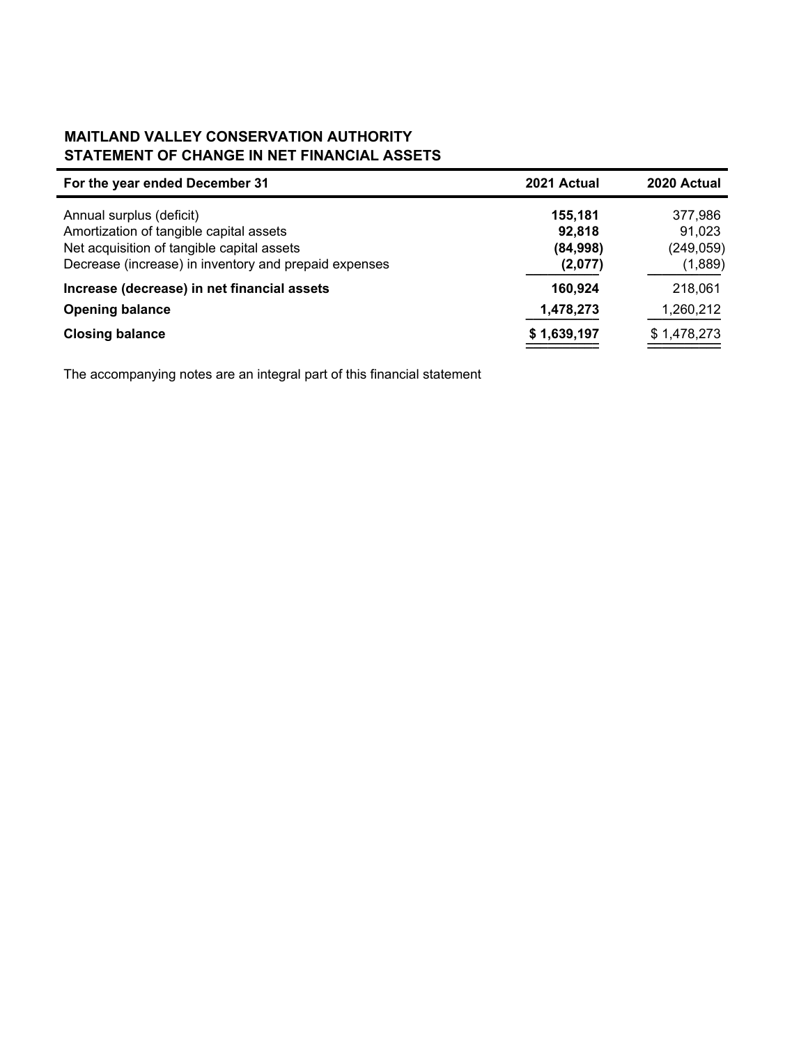## MAITLAND VALLEY CONSERVATION AUTHORITY
## STATEMENT OF CHANGE IN NET FINANCIAL ASSETS

| For the year ended December 31 | 2021 Actual | 2020 Actual |
|---|---|---|
| Annual surplus (deficit) | **155,181** | 377,986 |
| Amortization of tangible capital assets | **92,818** | 91,023 |
| Net acquisition of tangible capital assets | **(84,998)** | (249,059) |
| Decrease (increase) in inventory and prepaid expenses | **(2,077)** | (1,889) |
| **Increase (decrease) in net financial assets** | **160,924** | 218,061 |
| **Opening balance** | **1,478,273** | 1,260,212 |
| **Closing balance** | **$ 1,639,197** | $ 1,478,273 |

The accompanying notes are an integral part of this financial statement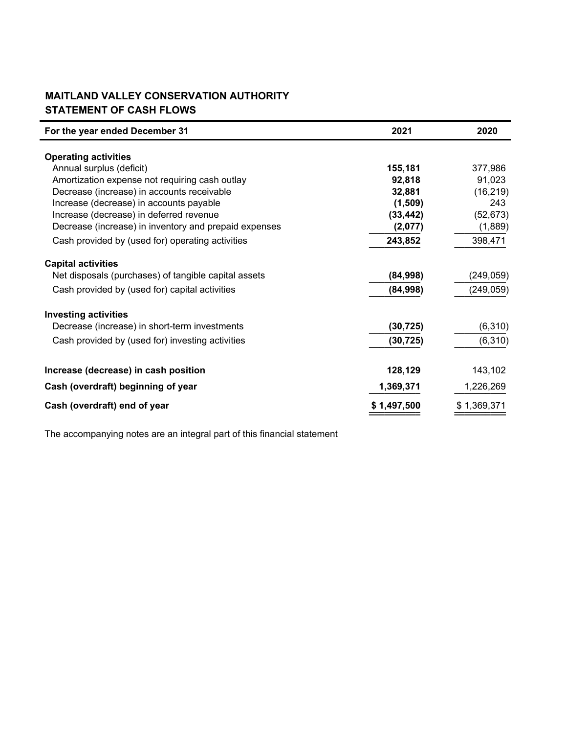## MAITLAND VALLEY CONSERVATION AUTHORITY
## STATEMENT OF CASH FLOWS

| For the year ended December 31 | 2021 | 2020 |
|---|---|---|
| **Operating activities** | | |
| Annual surplus (deficit) | **155,181** | 377,986 |
| Amortization expense not requiring cash outlay | **92,818** | 91,023 |
| Decrease (increase) in accounts receivable | **32,881** | (16,219) |
| Increase (decrease) in accounts payable | **(1,509)** | 243 |
| Increase (decrease) in deferred revenue | **(33,442)** | (52,673) |
| Decrease (increase) in inventory and prepaid expenses | **(2,077)** | (1,889) |
| Cash provided by (used for) operating activities | **243,852** | 398,471 |
| **Capital activities** | | |
| Net disposals (purchases) of tangible capital assets | **(84,998)** | (249,059) |
| Cash provided by (used for) capital activities | **(84,998)** | (249,059) |
| **Investing activities** | | |
| Decrease (increase) in short-term investments | **(30,725)** | (6,310) |
| Cash provided by (used for) investing activities | **(30,725)** | (6,310) |
| **Increase (decrease) in cash position** | **128,129** | 143,102 |
| **Cash (overdraft) beginning of year** | **1,369,371** | 1,226,269 |
| **Cash (overdraft) end of year** | **$ 1,497,500** | $ 1,369,371 |

The accompanying notes are an integral part of this financial statement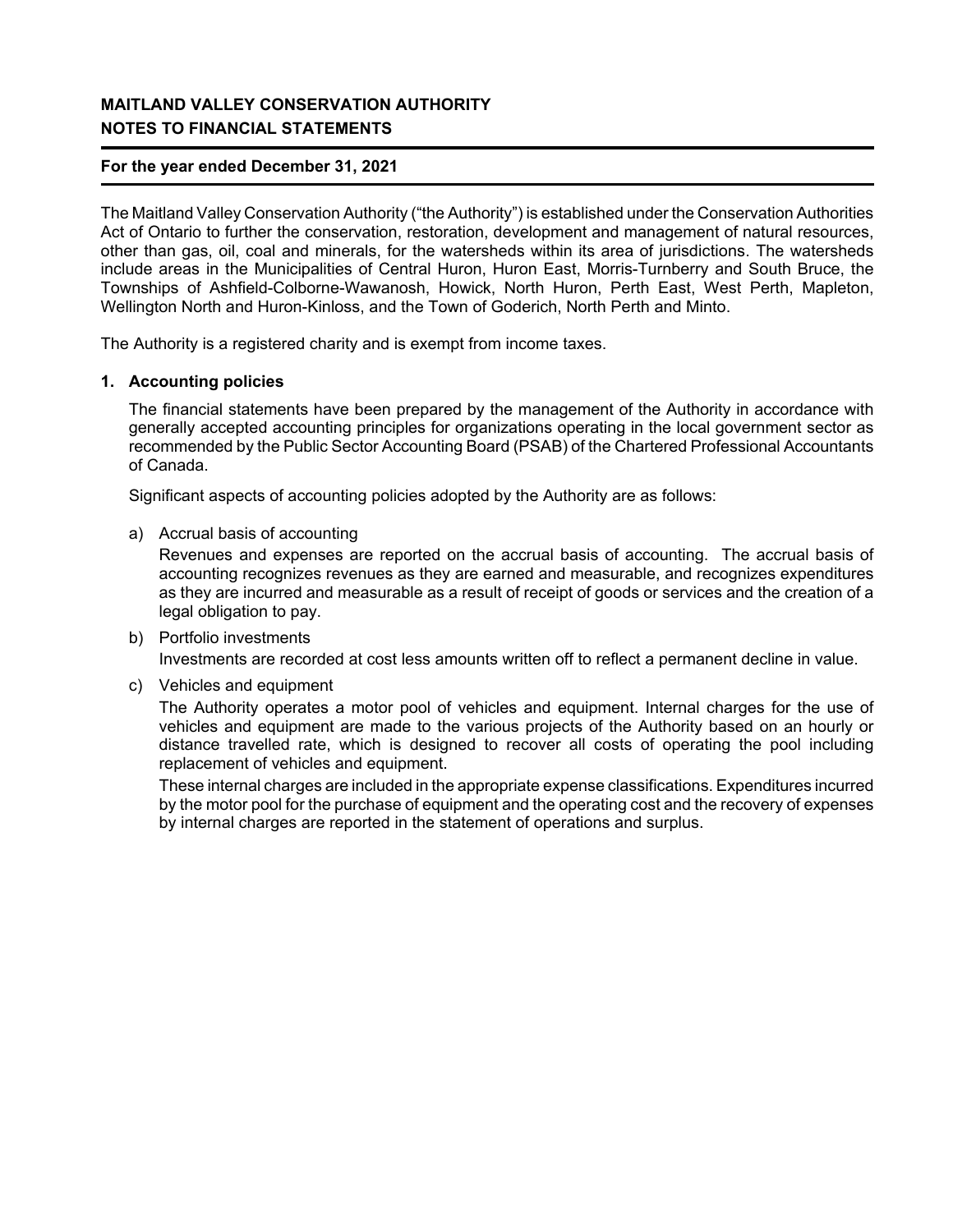**MAITLAND VALLEY CONSERVATION AUTHORITY**
**NOTES TO FINANCIAL STATEMENTS**

**For the year ended December 31, 2021**

The Maitland Valley Conservation Authority ("the Authority") is established under the Conservation Authorities Act of Ontario to further the conservation, restoration, development and management of natural resources, other than gas, oil, coal and minerals, for the watersheds within its area of jurisdictions. The watersheds include areas in the Municipalities of Central Huron, Huron East, Morris-Turnberry and South Bruce, the Townships of Ashfield-Colborne-Wawanosh, Howick, North Huron, Perth East, West Perth, Mapleton, Wellington North and Huron-Kinloss, and the Town of Goderich, North Perth and Minto.

The Authority is a registered charity and is exempt from income taxes.

## 1. Accounting policies

The financial statements have been prepared by the management of the Authority in accordance with generally accepted accounting principles for organizations operating in the local government sector as recommended by the Public Sector Accounting Board (PSAB) of the Chartered Professional Accountants of Canada.

Significant aspects of accounting policies adopted by the Authority are as follows:

a) Accrual basis of accounting

Revenues and expenses are reported on the accrual basis of accounting. The accrual basis of accounting recognizes revenues as they are earned and measurable, and recognizes expenditures as they are incurred and measurable as a result of receipt of goods or services and the creation of a legal obligation to pay.

b) Portfolio investments

Investments are recorded at cost less amounts written off to reflect a permanent decline in value.

c) Vehicles and equipment

The Authority operates a motor pool of vehicles and equipment. Internal charges for the use of vehicles and equipment are made to the various projects of the Authority based on an hourly or distance travelled rate, which is designed to recover all costs of operating the pool including replacement of vehicles and equipment.

These internal charges are included in the appropriate expense classifications. Expenditures incurred by the motor pool for the purchase of equipment and the operating cost and the recovery of expenses by internal charges are reported in the statement of operations and surplus.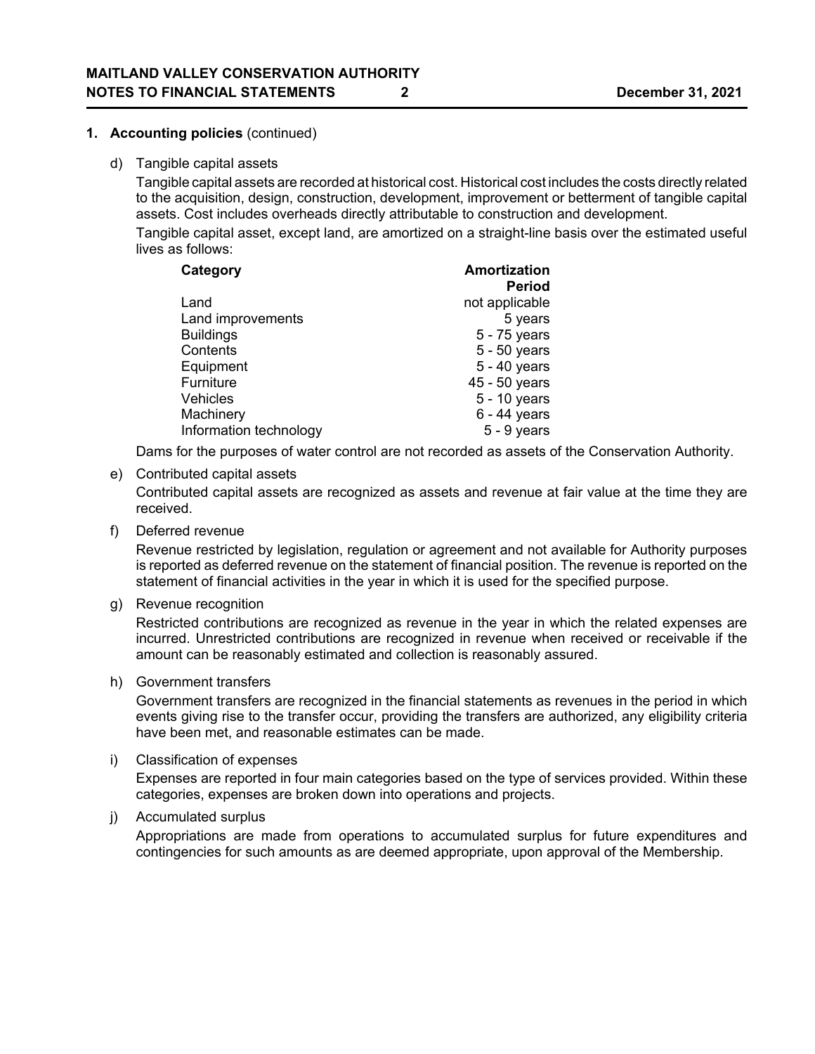## 1. Accounting policies (continued)

d) Tangible capital assets

Tangible capital assets are recorded at historical cost. Historical cost includes the costs directly related to the acquisition, design, construction, development, improvement or betterment of tangible capital assets. Cost includes overheads directly attributable to construction and development.

Tangible capital asset, except land, are amortized on a straight-line basis over the estimated useful lives as follows:

| Category | Amortization Period |
|---|---|
| Land | not applicable |
| Land improvements | 5 years |
| Buildings | 5 - 75 years |
| Contents | 5 - 50 years |
| Equipment | 5 - 40 years |
| Furniture | 45 - 50 years |
| Vehicles | 5 - 10 years |
| Machinery | 6 - 44 years |
| Information technology | 5 - 9 years |

Dams for the purposes of water control are not recorded as assets of the Conservation Authority.

e) Contributed capital assets

Contributed capital assets are recognized as assets and revenue at fair value at the time they are received.

f) Deferred revenue

Revenue restricted by legislation, regulation or agreement and not available for Authority purposes is reported as deferred revenue on the statement of financial position. The revenue is reported on the statement of financial activities in the year in which it is used for the specified purpose.

g) Revenue recognition

Restricted contributions are recognized as revenue in the year in which the related expenses are incurred. Unrestricted contributions are recognized in revenue when received or receivable if the amount can be reasonably estimated and collection is reasonably assured.

h) Government transfers

Government transfers are recognized in the financial statements as revenues in the period in which events giving rise to the transfer occur, providing the transfers are authorized, any eligibility criteria have been met, and reasonable estimates can be made.

i) Classification of expenses

Expenses are reported in four main categories based on the type of services provided. Within these categories, expenses are broken down into operations and projects.

j) Accumulated surplus

Appropriations are made from operations to accumulated surplus for future expenditures and contingencies for such amounts as are deemed appropriate, upon approval of the Membership.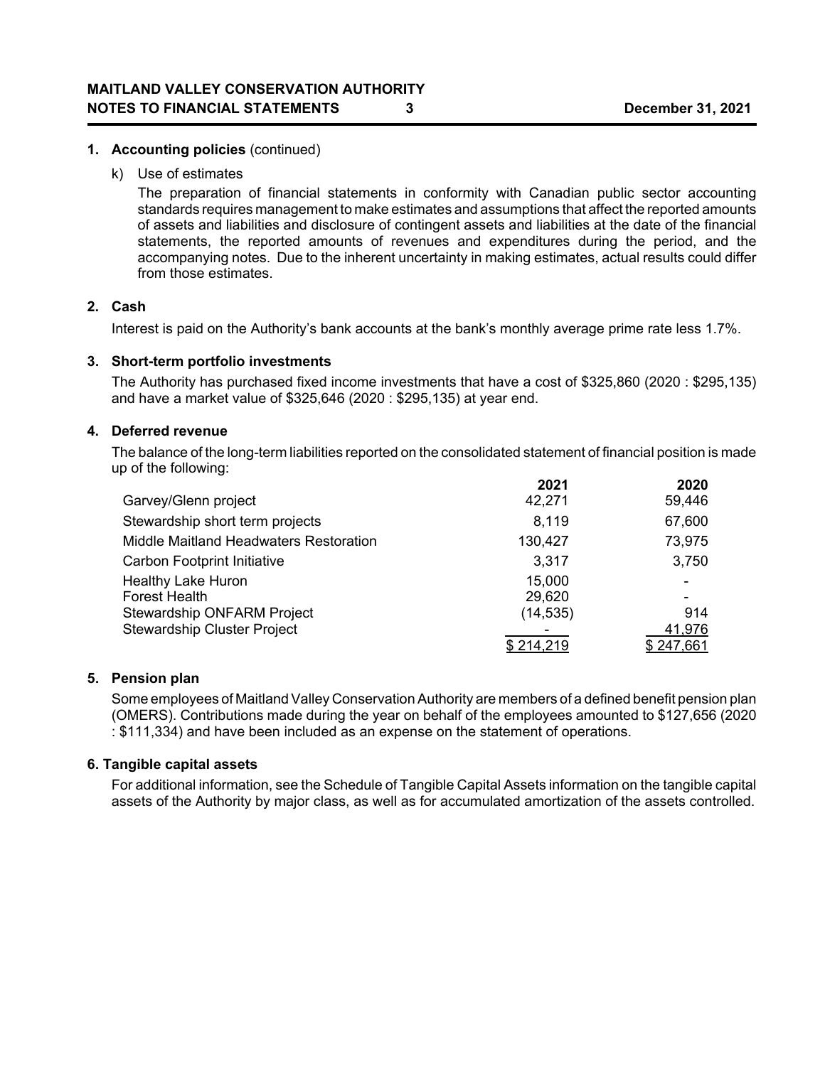**1. Accounting policies** (continued)

k) Use of estimates

The preparation of financial statements in conformity with Canadian public sector accounting standards requires management to make estimates and assumptions that affect the reported amounts of assets and liabilities and disclosure of contingent assets and liabilities at the date of the financial statements, the reported amounts of revenues and expenditures during the period, and the accompanying notes. Due to the inherent uncertainty in making estimates, actual results could differ from those estimates.

**2. Cash**

Interest is paid on the Authority's bank accounts at the bank's monthly average prime rate less 1.7%.

**3. Short-term portfolio investments**

The Authority has purchased fixed income investments that have a cost of $325,860 (2020 : $295,135) and have a market value of $325,646 (2020 : $295,135) at year end.

**4. Deferred revenue**

The balance of the long-term liabilities reported on the consolidated statement of financial position is made up of the following:

| | **2021** | **2020** |
|---|---|---|
| Garvey/Glenn project | 42,271 | 59,446 |
| Stewardship short term projects | 8,119 | 67,600 |
| Middle Maitland Headwaters Restoration | 130,427 | 73,975 |
| Carbon Footprint Initiative | 3,317 | 3,750 |
| Healthy Lake Huron | 15,000 | - |
| Forest Health | 29,620 | - |
| Stewardship ONFARM Project | (14,535) | 914 |
| Stewardship Cluster Project | - | 41,976 |
| | $ 214,219 | $ 247,661 |

**5. Pension plan**

Some employees of Maitland Valley Conservation Authority are members of a defined benefit pension plan (OMERS). Contributions made during the year on behalf of the employees amounted to $127,656 (2020 : $111,334) and have been included as an expense on the statement of operations.

**6. Tangible capital assets**

For additional information, see the Schedule of Tangible Capital Assets information on the tangible capital assets of the Authority by major class, as well as for accumulated amortization of the assets controlled.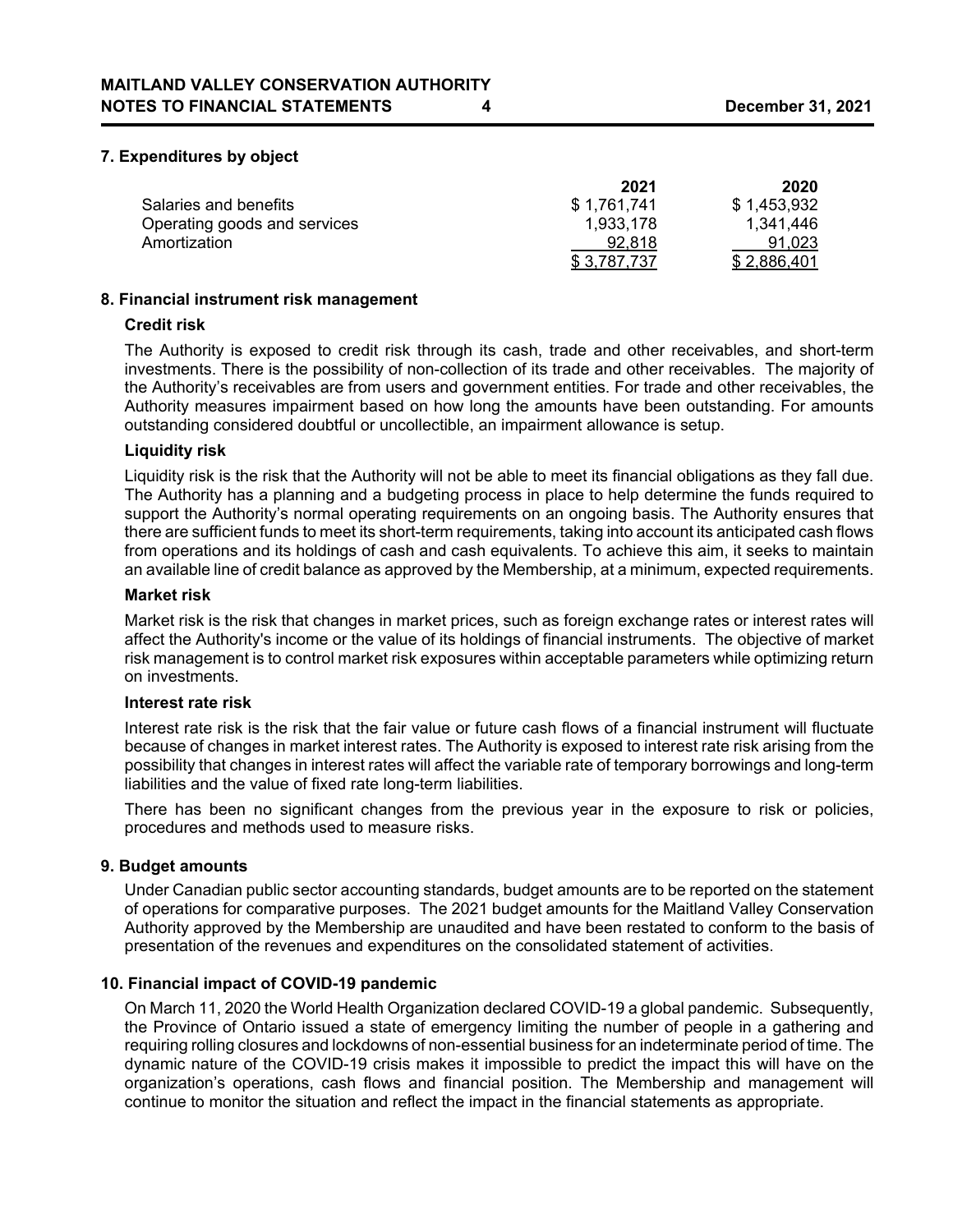## 7. Expenditures by object

| | 2021 | 2020 |
|---|---|---|
| Salaries and benefits | $ 1,761,741 | $ 1,453,932 |
| Operating goods and services | 1,933,178 | 1,341,446 |
| Amortization | 92,818 | 91,023 |
| | $ 3,787,737 | $ 2,886,401 |

## 8. Financial instrument risk management

### Credit risk

The Authority is exposed to credit risk through its cash, trade and other receivables, and short-term investments. There is the possibility of non-collection of its trade and other receivables. The majority of the Authority's receivables are from users and government entities. For trade and other receivables, the Authority measures impairment based on how long the amounts have been outstanding. For amounts outstanding considered doubtful or uncollectible, an impairment allowance is setup.

### Liquidity risk

Liquidity risk is the risk that the Authority will not be able to meet its financial obligations as they fall due. The Authority has a planning and a budgeting process in place to help determine the funds required to support the Authority's normal operating requirements on an ongoing basis. The Authority ensures that there are sufficient funds to meet its short-term requirements, taking into account its anticipated cash flows from operations and its holdings of cash and cash equivalents. To achieve this aim, it seeks to maintain an available line of credit balance as approved by the Membership, at a minimum, expected requirements.

### Market risk

Market risk is the risk that changes in market prices, such as foreign exchange rates or interest rates will affect the Authority's income or the value of its holdings of financial instruments. The objective of market risk management is to control market risk exposures within acceptable parameters while optimizing return on investments.

### Interest rate risk

Interest rate risk is the risk that the fair value or future cash flows of a financial instrument will fluctuate because of changes in market interest rates. The Authority is exposed to interest rate risk arising from the possibility that changes in interest rates will affect the variable rate of temporary borrowings and long-term liabilities and the value of fixed rate long-term liabilities.

There has been no significant changes from the previous year in the exposure to risk or policies, procedures and methods used to measure risks.

## 9. Budget amounts

Under Canadian public sector accounting standards, budget amounts are to be reported on the statement of operations for comparative purposes. The 2021 budget amounts for the Maitland Valley Conservation Authority approved by the Membership are unaudited and have been restated to conform to the basis of presentation of the revenues and expenditures on the consolidated statement of activities.

## 10. Financial impact of COVID-19 pandemic

On March 11, 2020 the World Health Organization declared COVID-19 a global pandemic. Subsequently, the Province of Ontario issued a state of emergency limiting the number of people in a gathering and requiring rolling closures and lockdowns of non-essential business for an indeterminate period of time. The dynamic nature of the COVID-19 crisis makes it impossible to predict the impact this will have on the organization's operations, cash flows and financial position. The Membership and management will continue to monitor the situation and reflect the impact in the financial statements as appropriate.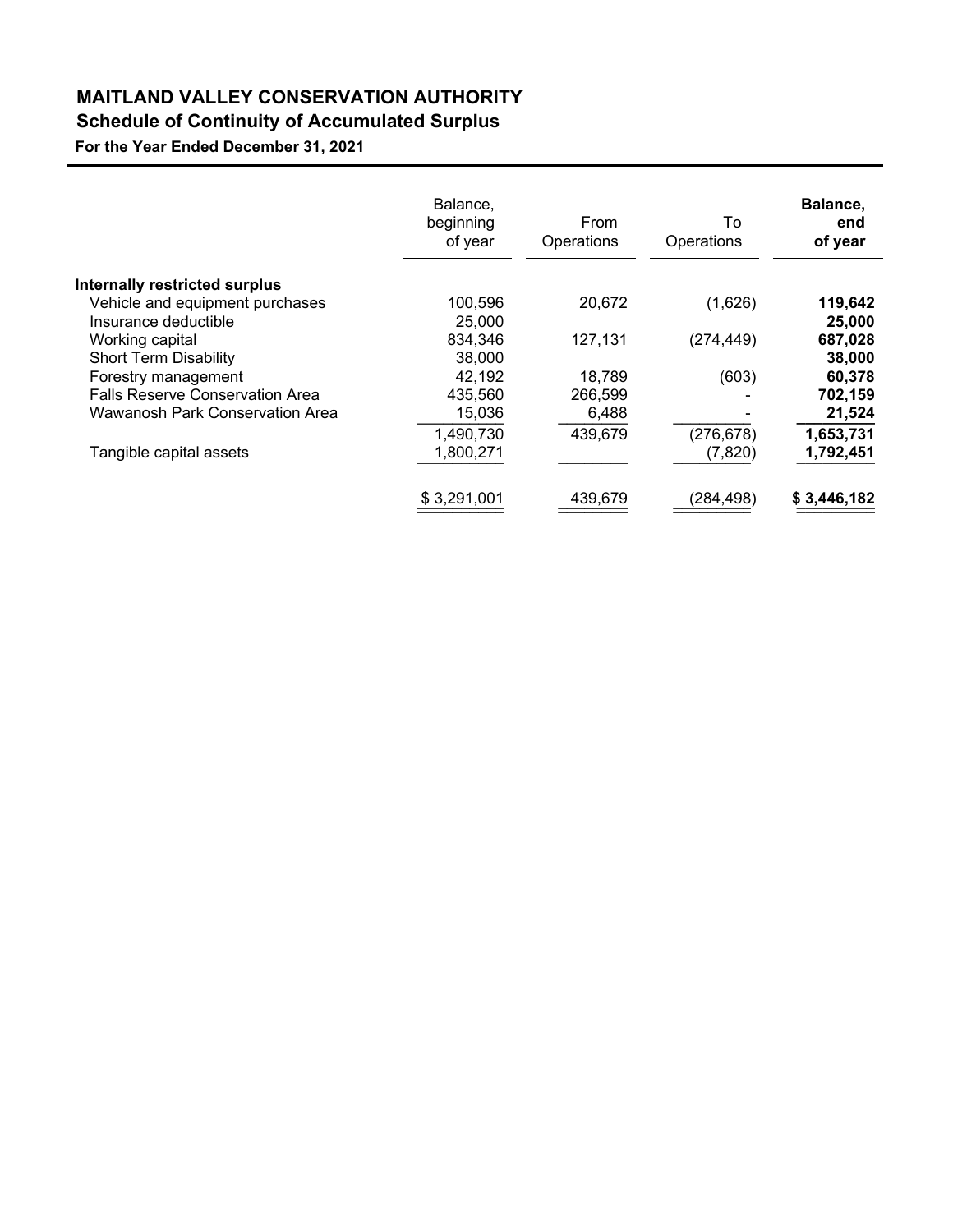# MAITLAND VALLEY CONSERVATION AUTHORITY

## Schedule of Continuity of Accumulated Surplus

**For the Year Ended December 31, 2021**

| | Balance, beginning of year | From Operations | To Operations | **Balance, end of year** |
|---|---|---|---|---|
| **Internally restricted surplus** | | | | |
| Vehicle and equipment purchases | 100,596 | 20,672 | (1,626) | **119,642** |
| Insurance deductible | 25,000 | | | **25,000** |
| Working capital | 834,346 | 127,131 | (274,449) | **687,028** |
| Short Term Disability | 38,000 | | | **38,000** |
| Forestry management | 42,192 | 18,789 | (603) | **60,378** |
| Falls Reserve Conservation Area | 435,560 | 266,599 | - | **702,159** |
| Wawanosh Park Conservation Area | 15,036 | 6,488 | - | **21,524** |
| | 1,490,730 | 439,679 | (276,678) | **1,653,731** |
| Tangible capital assets | 1,800,271 | | (7,820) | **1,792,451** |
| | $ 3,291,001 | 439,679 | (284,498) | **$ 3,446,182** |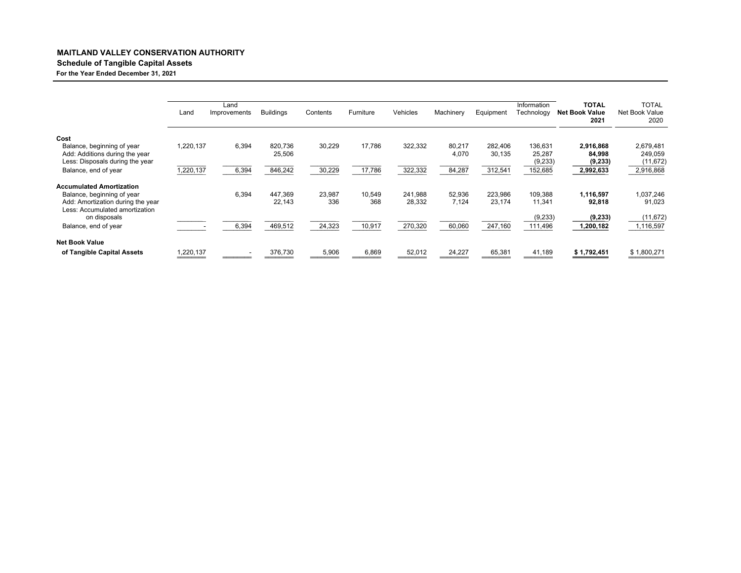**MAITLAND VALLEY CONSERVATION AUTHORITY**
**Schedule of Tangible Capital Assets**
**For the Year Ended December 31, 2021**

| | Land | Land Improvements | Buildings | Contents | Furniture | Vehicles | Machinery | Equipment | Information Technology | **TOTAL Net Book Value 2021** | TOTAL Net Book Value 2020 |
|---|---|---|---|---|---|---|---|---|---|---|---|
| **Cost** | | | | | | | | | | | |
| Balance, beginning of year | 1,220,137 | 6,394 | 820,736 | 30,229 | 17,786 | 322,332 | 80,217 | 282,406 | 136,631 | **2,916,868** | 2,679,481 |
| Add: Additions during the year | | | 25,506 | | | | 4,070 | 30,135 | 25,287 | **84,998** | 249,059 |
| Less: Disposals during the year | | | | | | | | | (9,233) | **(9,233)** | (11,672) |
| Balance, end of year | 1,220,137 | 6,394 | 846,242 | 30,229 | 17,786 | 322,332 | 84,287 | 312,541 | 152,685 | **2,992,633** | 2,916,868 |
| **Accumulated Amortization** | | | | | | | | | | | |
| Balance, beginning of year | | 6,394 | 447,369 | 23,987 | 10,549 | 241,988 | 52,936 | 223,986 | 109,388 | **1,116,597** | 1,037,246 |
| Add: Amortization during the year | | | 22,143 | 336 | 368 | 28,332 | 7,124 | 23,174 | 11,341 | **92,818** | 91,023 |
| Less: Accumulated amortization on disposals | | | | | | | | | (9,233) | **(9,233)** | (11,672) |
| Balance, end of year | - | 6,394 | 469,512 | 24,323 | 10,917 | 270,320 | 60,060 | 247,160 | 111,496 | **1,200,182** | 1,116,597 |
| **Net Book Value of Tangible Capital Assets** | 1,220,137 | - | 376,730 | 5,906 | 6,869 | 52,012 | 24,227 | 65,381 | 41,189 | **$ 1,792,451** | $ 1,800,271 |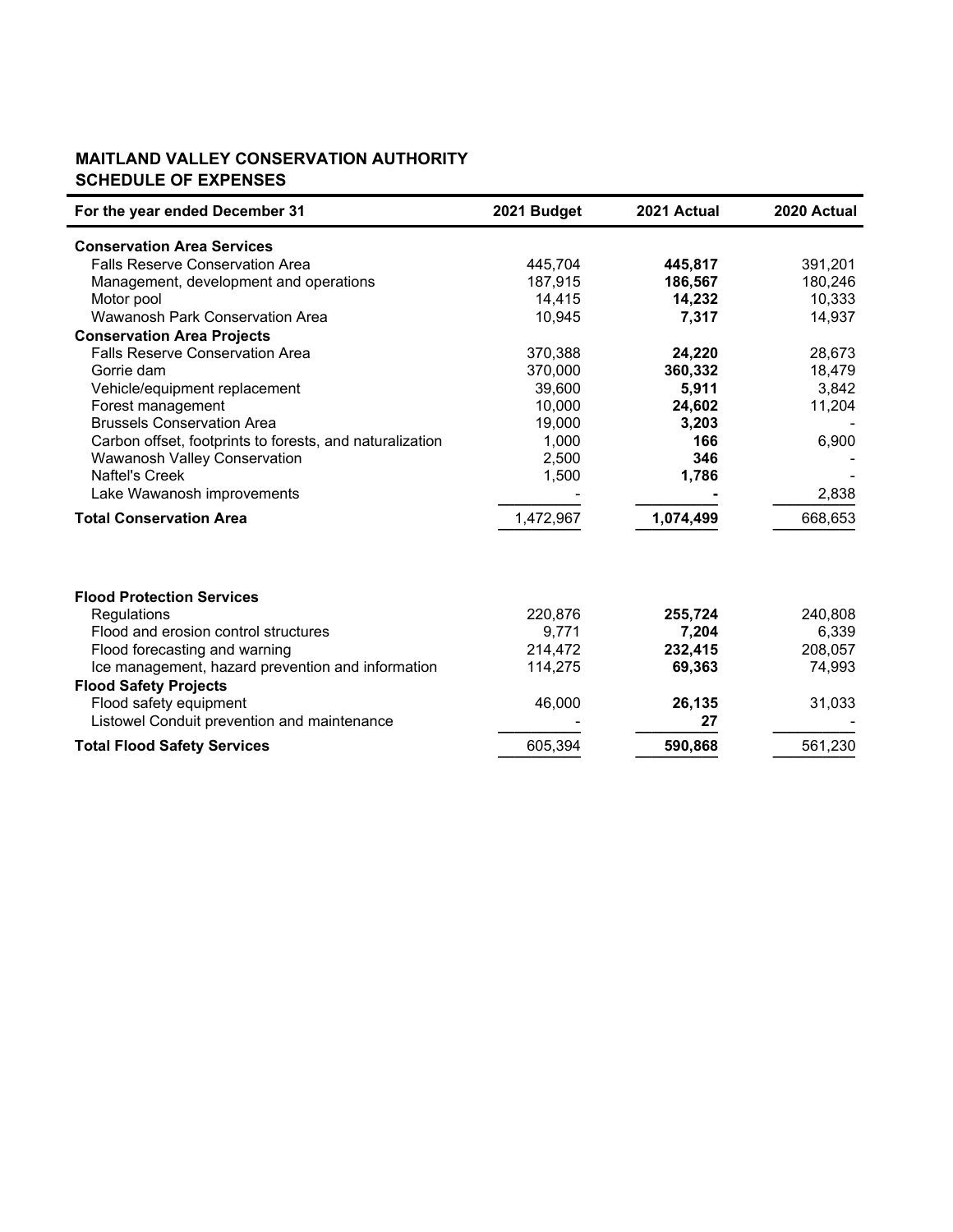**MAITLAND VALLEY CONSERVATION AUTHORITY**
**SCHEDULE OF EXPENSES**

| For the year ended December 31 | 2021 Budget | 2021 Actual | 2020 Actual |
|---|---|---|---|
| **Conservation Area Services** | | | |
| Falls Reserve Conservation Area | 445,704 | **445,817** | 391,201 |
| Management, development and operations | 187,915 | **186,567** | 180,246 |
| Motor pool | 14,415 | **14,232** | 10,333 |
| Wawanosh Park Conservation Area | 10,945 | **7,317** | 14,937 |
| **Conservation Area Projects** | | | |
| Falls Reserve Conservation Area | 370,388 | **24,220** | 28,673 |
| Gorrie dam | 370,000 | **360,332** | 18,479 |
| Vehicle/equipment replacement | 39,600 | **5,911** | 3,842 |
| Forest management | 10,000 | **24,602** | 11,204 |
| Brussels Conservation Area | 19,000 | **3,203** | - |
| Carbon offset, footprints to forests, and naturalization | 1,000 | **166** | 6,900 |
| Wawanosh Valley Conservation | 2,500 | **346** | - |
| Naftel's Creek | 1,500 | **1,786** | - |
| Lake Wawanosh improvements | - | **-** | 2,838 |
| **Total Conservation Area** | 1,472,967 | **1,074,499** | 668,653 |

| For the year ended December 31 | 2021 Budget | 2021 Actual | 2020 Actual |
|---|---|---|---|
| **Flood Protection Services** | | | |
| Regulations | 220,876 | **255,724** | 240,808 |
| Flood and erosion control structures | 9,771 | **7,204** | 6,339 |
| Flood forecasting and warning | 214,472 | **232,415** | 208,057 |
| Ice management, hazard prevention and information | 114,275 | **69,363** | 74,993 |
| **Flood Safety Projects** | | | |
| Flood safety equipment | 46,000 | **26,135** | 31,033 |
| Listowel Conduit prevention and maintenance | - | **27** | - |
| **Total Flood Safety Services** | 605,394 | **590,868** | 561,230 |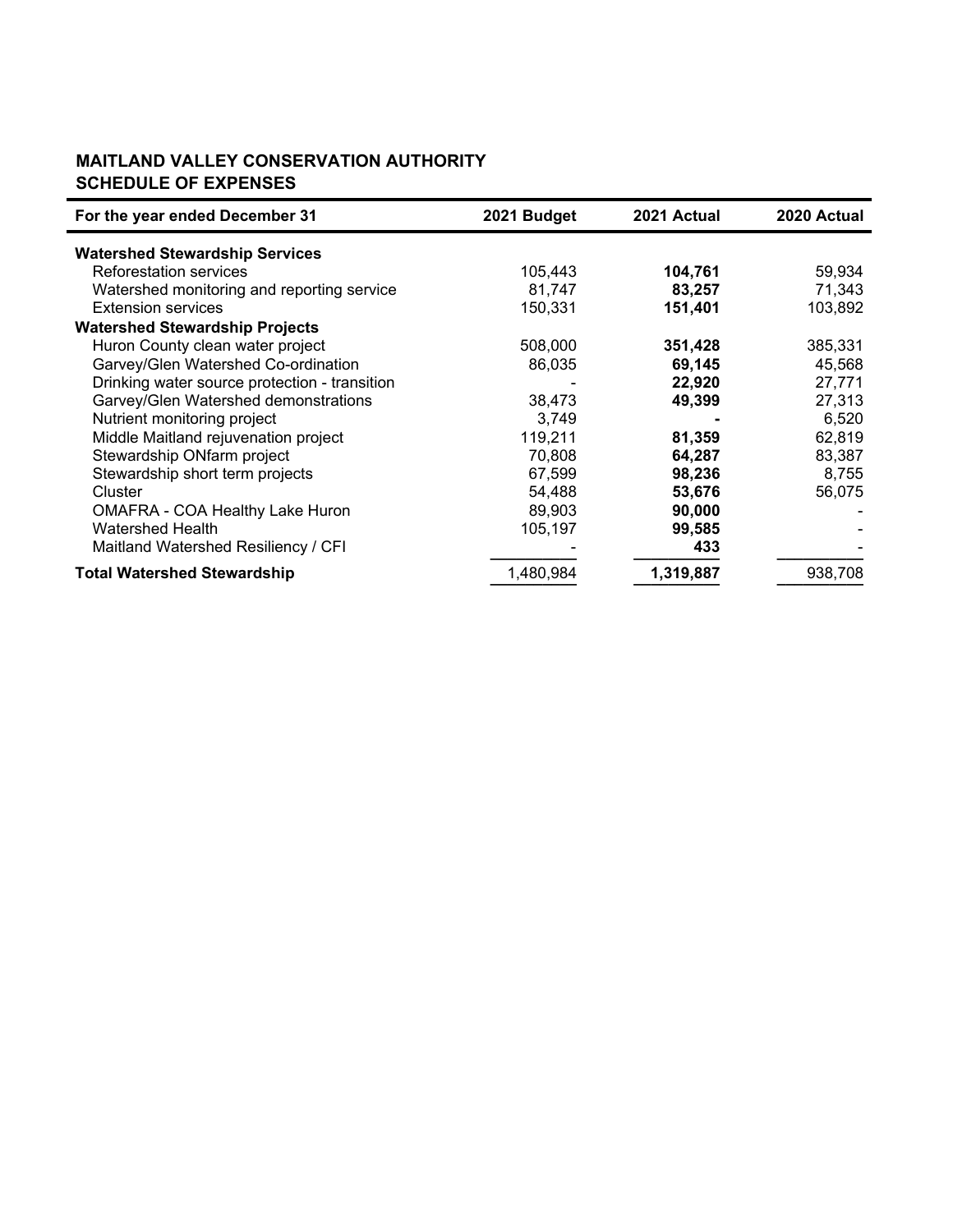**MAITLAND VALLEY CONSERVATION AUTHORITY**
**SCHEDULE OF EXPENSES**

| For the year ended December 31 | 2021 Budget | 2021 Actual | 2020 Actual |
|---|---|---|---|
| **Watershed Stewardship Services** | | | |
| Reforestation services | 105,443 | **104,761** | 59,934 |
| Watershed monitoring and reporting service | 81,747 | **83,257** | 71,343 |
| Extension services | 150,331 | **151,401** | 103,892 |
| **Watershed Stewardship Projects** | | | |
| Huron County clean water project | 508,000 | **351,428** | 385,331 |
| Garvey/Glen Watershed Co-ordination | 86,035 | **69,145** | 45,568 |
| Drinking water source protection - transition | - | **22,920** | 27,771 |
| Garvey/Glen Watershed demonstrations | 38,473 | **49,399** | 27,313 |
| Nutrient monitoring project | 3,749 | **-** | 6,520 |
| Middle Maitland rejuvenation project | 119,211 | **81,359** | 62,819 |
| Stewardship ONfarm project | 70,808 | **64,287** | 83,387 |
| Stewardship short term projects | 67,599 | **98,236** | 8,755 |
| Cluster | 54,488 | **53,676** | 56,075 |
| OMAFRA - COA Healthy Lake Huron | 89,903 | **90,000** | - |
| Watershed Health | 105,197 | **99,585** | - |
| Maitland Watershed Resiliency / CFI | - | **433** | - |
| **Total Watershed Stewardship** | 1,480,984 | **1,319,887** | 938,708 |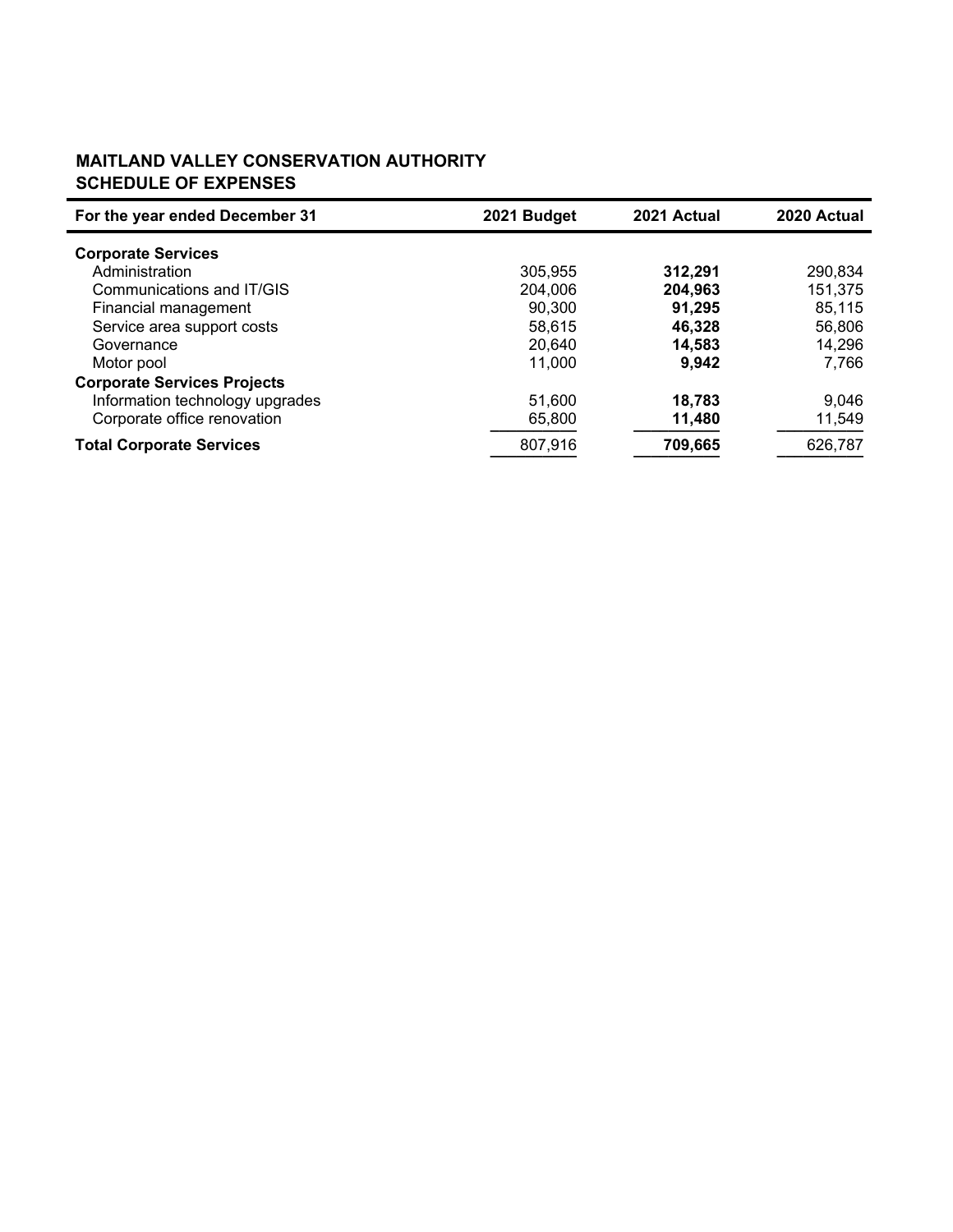**MAITLAND VALLEY CONSERVATION AUTHORITY**
**SCHEDULE OF EXPENSES**

| For the year ended December 31 | 2021 Budget | 2021 Actual | 2020 Actual |
|---|---|---|---|
| **Corporate Services** | | | |
| Administration | 305,955 | **312,291** | 290,834 |
| Communications and IT/GIS | 204,006 | **204,963** | 151,375 |
| Financial management | 90,300 | **91,295** | 85,115 |
| Service area support costs | 58,615 | **46,328** | 56,806 |
| Governance | 20,640 | **14,583** | 14,296 |
| Motor pool | 11,000 | **9,942** | 7,766 |
| **Corporate Services Projects** | | | |
| Information technology upgrades | 51,600 | **18,783** | 9,046 |
| Corporate office renovation | 65,800 | **11,480** | 11,549 |
| **Total Corporate Services** | 807,916 | **709,665** | 626,787 |